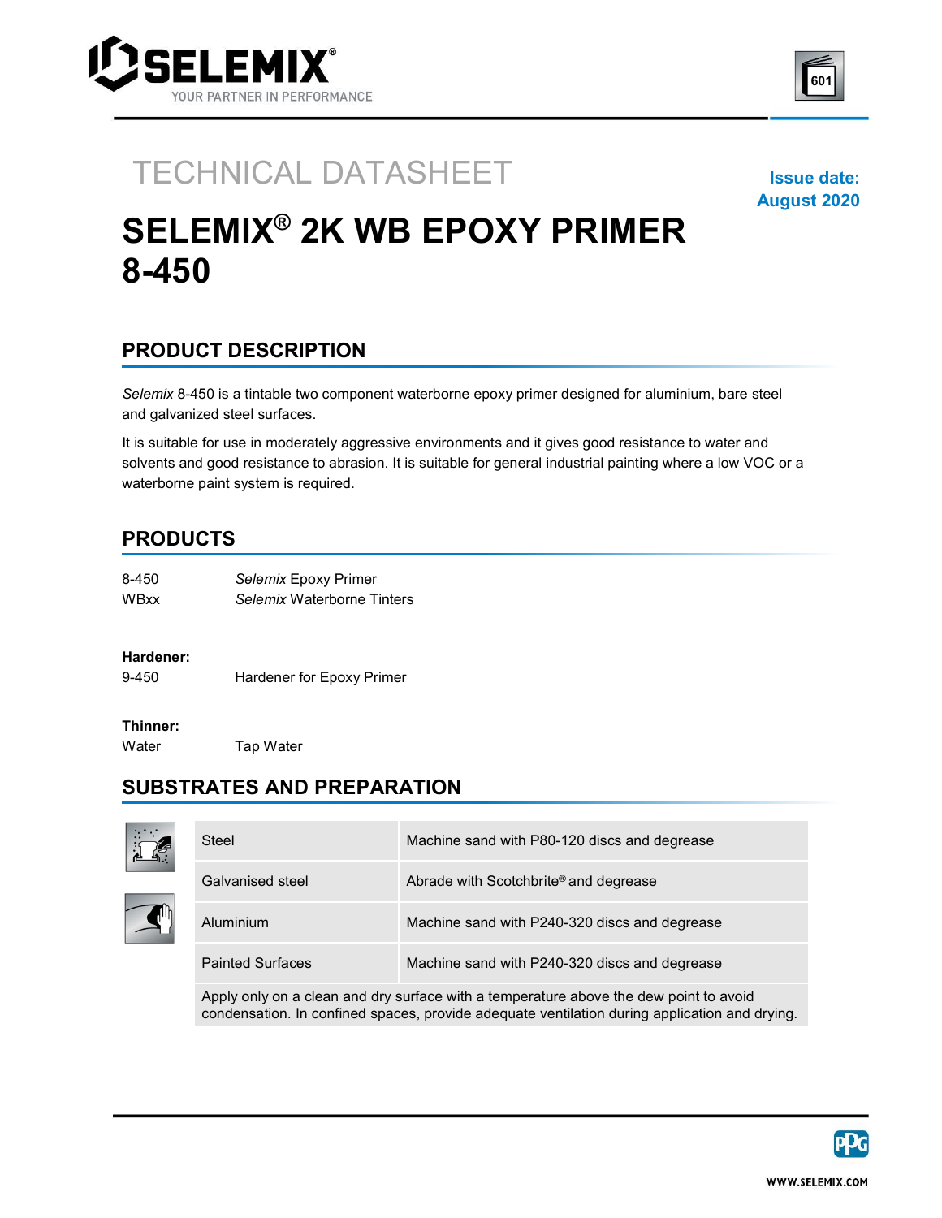# TECHNICAL DATASHEET

**Issue date: August 2020**

# SELEMIX® 2K WB EPOXY PRIMER 8-450

## PRODUCT DESCRIPTION

*Selemix* 8-450 is a tintable two component waterborne epoxy primer designed for aluminium, bare steel and galvanized steel surfaces.

It is suitable for use in moderately aggressive environments and it gives good resistance to water and solvents and good resistance to abrasion. It is suitable for general industrial painting where a low VOC or a waterborne paint system is required.

## PRODUCTS

| | |
|---|---|
| 8-450 | *Selemix* Epoxy Primer |
| WBxx | *Selemix* Waterborne Tinters |

**Hardener:**

| | |
|---|---|
| 9-450 | Hardener for Epoxy Primer |

**Thinner:**

| | |
|---|---|
| Water | Tap Water |

## SUBSTRATES AND PREPARATION

| Substrate | Preparation |
|---|---|
| Steel | Machine sand with P80-120 discs and degrease |
| Galvanised steel | Abrade with Scotchbrite® and degrease |
| Aluminium | Machine sand with P240-320 discs and degrease |
| Painted Surfaces | Machine sand with P240-320 discs and degrease |

Apply only on a clean and dry surface with a temperature above the dew point to avoid condensation. In confined spaces, provide adequate ventilation during application and drying.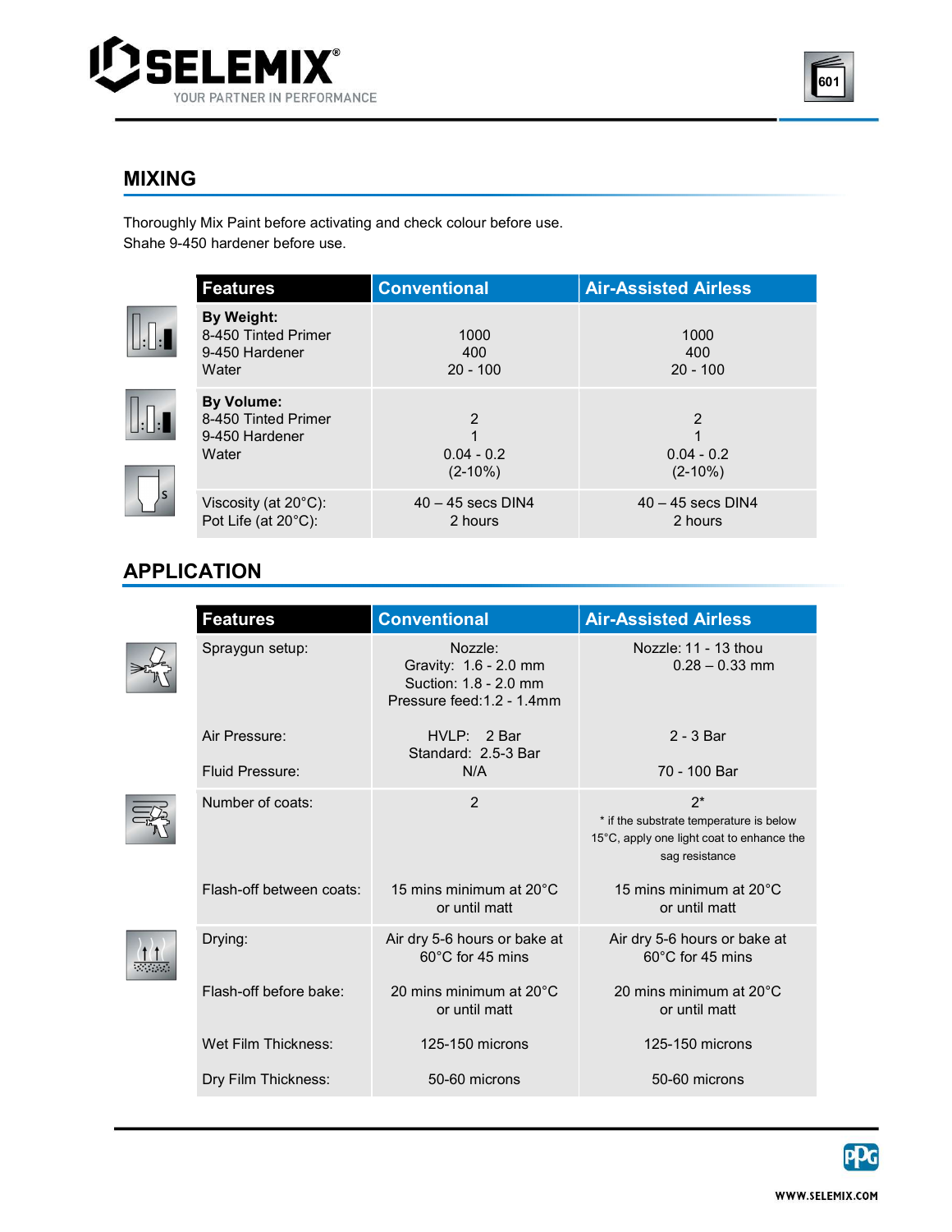## MIXING

Thoroughly Mix Paint before activating and check colour before use.
Shahe 9-450 hardener before use.

| Features | Conventional | Air-Assisted Airless |
|---|---|---|
| **By Weight:**<br>8-450 Tinted Primer<br>9-450 Hardener<br>Water | <br>1000<br>400<br>20 - 100 | <br>1000<br>400<br>20 - 100 |
| **By Volume:**<br>8-450 Tinted Primer<br>9-450 Hardener<br>Water | <br>2<br>1<br>0.04 - 0.2<br>(2-10%) | <br>2<br>1<br>0.04 - 0.2<br>(2-10%) |
| Viscosity (at 20°C):<br>Pot Life (at 20°C): | 40 – 45 secs DIN4<br>2 hours | 40 – 45 secs DIN4<br>2 hours |

## APPLICATION

| Features | Conventional | Air-Assisted Airless |
|---|---|---|
| Spraygun setup: | Nozzle:<br>Gravity: 1.6 - 2.0 mm<br>Suction: 1.8 - 2.0 mm<br>Pressure feed:1.2 - 1.4mm | Nozzle: 11 - 13 thou<br>0.28 – 0.33 mm |
| Air Pressure: | HVLP: 2 Bar<br>Standard: 2.5-3 Bar | 2 - 3 Bar |
| Fluid Pressure: | N/A | 70 - 100 Bar |
| Number of coats: | 2 | 2*<br>* if the substrate temperature is below 15°C, apply one light coat to enhance the sag resistance |
| Flash-off between coats: | 15 mins minimum at 20°C or until matt | 15 mins minimum at 20°C or until matt |
| Drying: | Air dry 5-6 hours or bake at 60°C for 45 mins | Air dry 5-6 hours or bake at 60°C for 45 mins |
| Flash-off before bake: | 20 mins minimum at 20°C or until matt | 20 mins minimum at 20°C or until matt |
| Wet Film Thickness: | 125-150 microns | 125-150 microns |
| Dry Film Thickness: | 50-60 microns | 50-60 microns |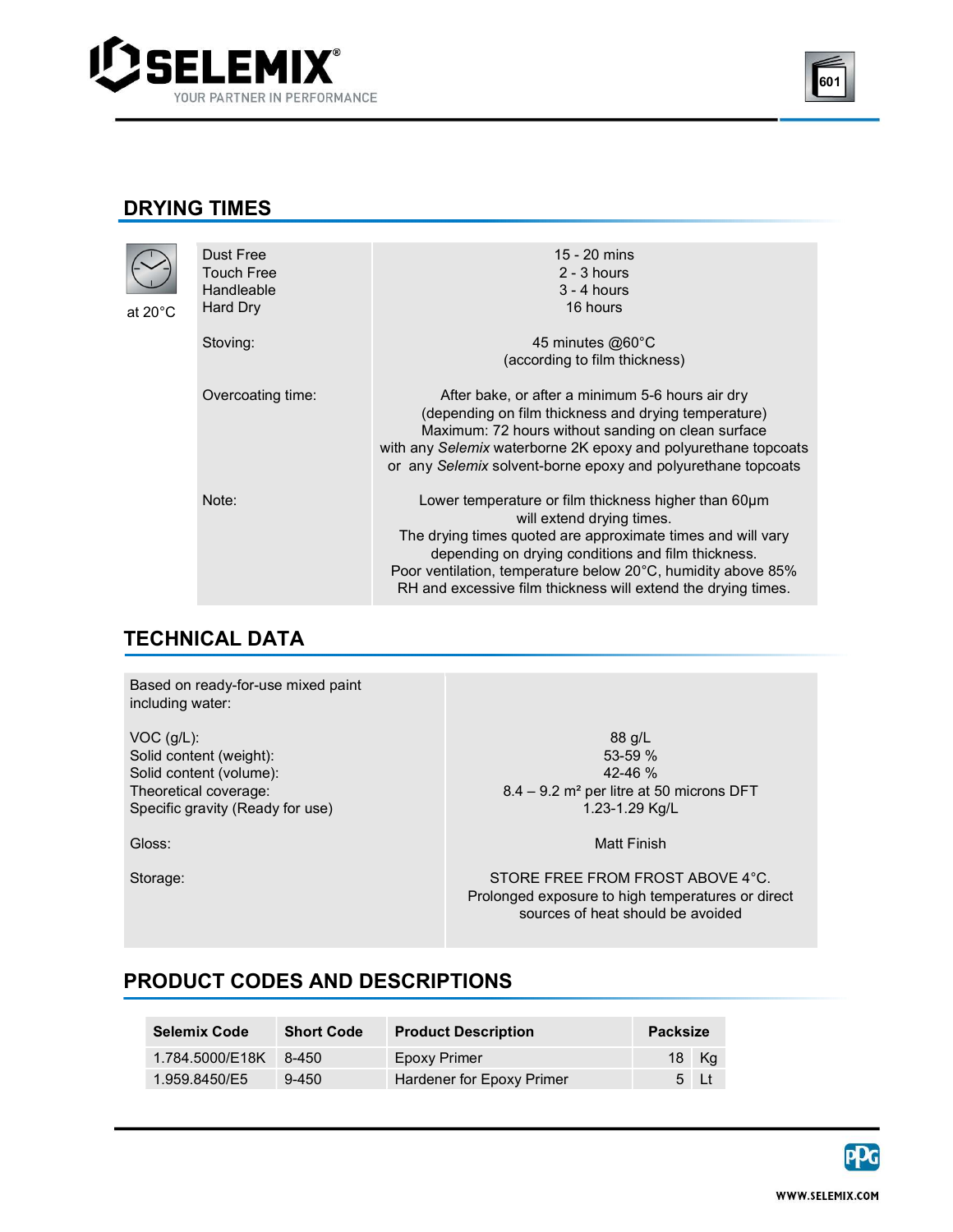## DRYING TIMES

| at 20°C | | |
|---|---|---|
| | Dust Free<br>Touch Free<br>Handleable<br>Hard Dry | 15 - 20 mins<br>2 - 3 hours<br>3 - 4 hours<br>16 hours |
| | Stoving: | 45 minutes @60°C<br>(according to film thickness) |
| | Overcoating time: | After bake, or after a minimum 5-6 hours air dry<br>(depending on film thickness and drying temperature)<br>Maximum: 72 hours without sanding on clean surface<br>with any *Selemix* waterborne 2K epoxy and polyurethane topcoats<br>or any *Selemix* solvent-borne epoxy and polyurethane topcoats |
| | Note: | Lower temperature or film thickness higher than 60µm<br>will extend drying times.<br>The drying times quoted are approximate times and will vary<br>depending on drying conditions and film thickness.<br>Poor ventilation, temperature below 20°C, humidity above 85%<br>RH and excessive film thickness will extend the drying times. |

## TECHNICAL DATA

| Based on ready-for-use mixed paint including water: | |
|---|---|
| VOC (g/L):<br>Solid content (weight):<br>Solid content (volume):<br>Theoretical coverage:<br>Specific gravity (Ready for use) | 88 g/L<br>53-59 %<br>42-46 %<br>8.4 – 9.2 m² per litre at 50 microns DFT<br>1.23-1.29 Kg/L |
| Gloss: | Matt Finish |
| Storage: | STORE FREE FROM FROST ABOVE 4°C.<br>Prolonged exposure to high temperatures or direct sources of heat should be avoided |

## PRODUCT CODES AND DESCRIPTIONS

| Selemix Code | Short Code | Product Description | Packsize |
|---|---|---|---|
| 1.784.5000/E18K | 8-450 | Epoxy Primer | 18 Kg |
| 1.959.8450/E5 | 9-450 | Hardener for Epoxy Primer | 5 Lt |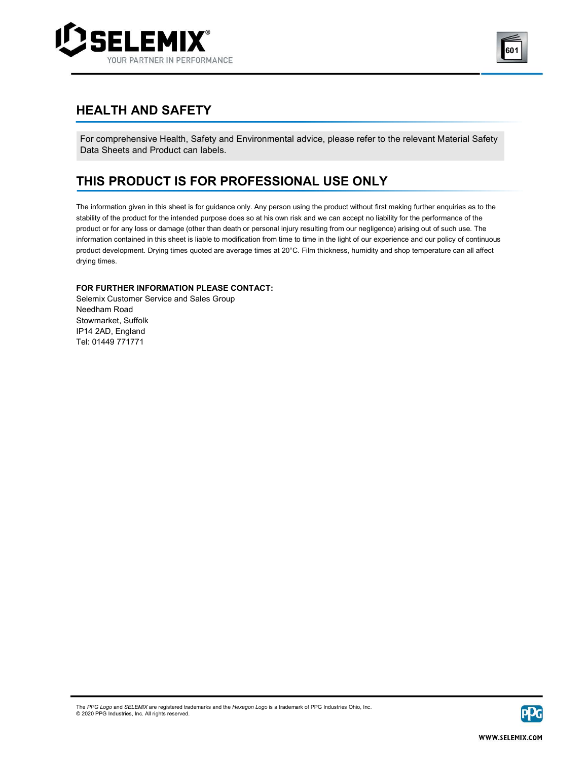## HEALTH AND SAFETY

For comprehensive Health, Safety and Environmental advice, please refer to the relevant Material Safety Data Sheets and Product can labels.

## THIS PRODUCT IS FOR PROFESSIONAL USE ONLY

The information given in this sheet is for guidance only. Any person using the product without first making further enquiries as to the stability of the product for the intended purpose does so at his own risk and we can accept no liability for the performance of the product or for any loss or damage (other than death or personal injury resulting from our negligence) arising out of such use. The information contained in this sheet is liable to modification from time to time in the light of our experience and our policy of continuous product development. Drying times quoted are average times at 20°C. Film thickness, humidity and shop temperature can all affect drying times.

**FOR FURTHER INFORMATION PLEASE CONTACT:**
Selemix Customer Service and Sales Group
Needham Road
Stowmarket, Suffolk
IP14 2AD, England
Tel: 01449 771771

The *PPG Logo* and *SELEMIX* are registered trademarks and the *Hexagon Logo* is a trademark of PPG Industries Ohio, Inc.
© 2020 PPG Industries, Inc. All rights reserved.